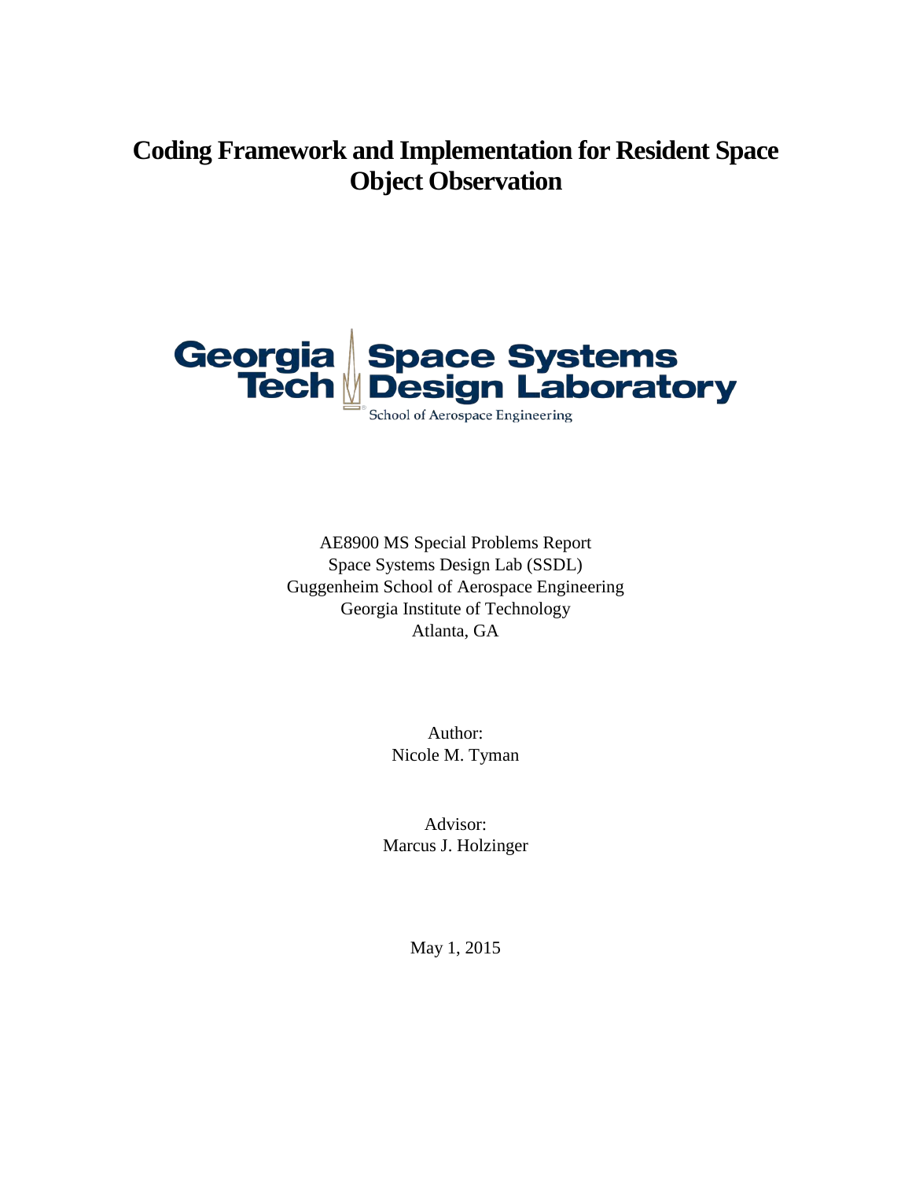# Coding Framework and Implementation for Resident Space Object Observation

Georgia Tech Space Systems Design Laboratory

School of Aerospace Engineering

AE8900 MS Special Problems Report
Space Systems Design Lab (SSDL)
Guggenheim School of Aerospace Engineering
Georgia Institute of Technology
Atlanta, GA

Author:
Nicole M. Tyman

Advisor:
Marcus J. Holzinger

May 1, 2015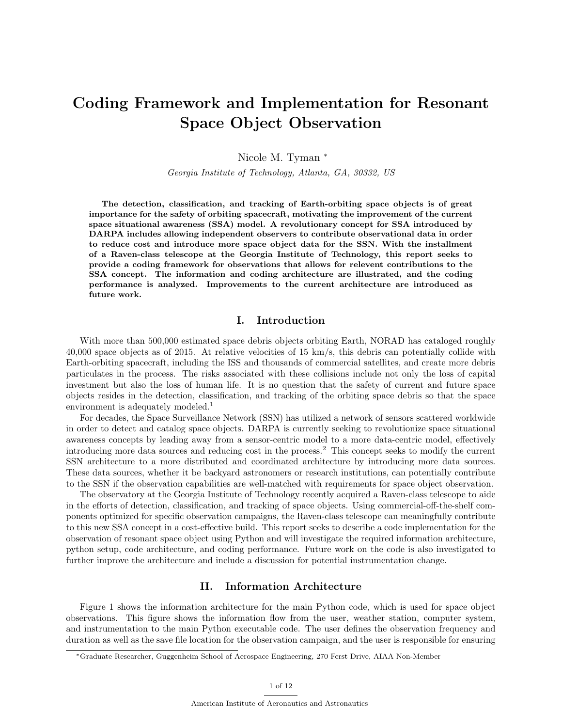# Coding Framework and Implementation for Resonant Space Object Observation

Nicole M. Tyman *

*Georgia Institute of Technology, Atlanta, GA, 30332, US*

**The detection, classification, and tracking of Earth-orbiting space objects is of great importance for the safety of orbiting spacecraft, motivating the improvement of the current space situational awareness (SSA) model. A revolutionary concept for SSA introduced by DARPA includes allowing independent observers to contribute observational data in order to reduce cost and introduce more space object data for the SSN. With the installment of a Raven-class telescope at the Georgia Institute of Technology, this report seeks to provide a coding framework for observations that allows for relevent contributions to the SSA concept. The information and coding architecture are illustrated, and the coding performance is analyzed. Improvements to the current architecture are introduced as future work.**

## I. Introduction

With more than 500,000 estimated space debris objects orbiting Earth, NORAD has cataloged roughly 40,000 space objects as of 2015. At relative velocities of 15 km/s, this debris can potentially collide with Earth-orbiting spacecraft, including the ISS and thousands of commercial satellites, and create more debris particulates in the process. The risks associated with these collisions include not only the loss of capital investment but also the loss of human life. It is no question that the safety of current and future space objects resides in the detection, classification, and tracking of the orbiting space debris so that the space environment is adequately modeled.[1]

For decades, the Space Surveillance Network (SSN) has utilized a network of sensors scattered worldwide in order to detect and catalog space objects. DARPA is currently seeking to revolutionize space situational awareness concepts by leading away from a sensor-centric model to a more data-centric model, effectively introducing more data sources and reducing cost in the process.[2] This concept seeks to modify the current SSN architecture to a more distributed and coordinated architecture by introducing more data sources. These data sources, whether it be backyard astronomers or research institutions, can potentially contribute to the SSN if the observation capabilities are well-matched with requirements for space object observation.

The observatory at the Georgia Institute of Technology recently acquired a Raven-class telescope to aide in the efforts of detection, classification, and tracking of space objects. Using commercial-off-the-shelf components optimized for specific observation campaigns, the Raven-class telescope can meaningfully contribute to this new SSA concept in a cost-effective build. This report seeks to describe a code implementation for the observation of resonant space object using Python and will investigate the required information architecture, python setup, code architecture, and coding performance. Future work on the code is also investigated to further improve the architecture and include a discussion for potential instrumentation change.

## II. Information Architecture

Figure 1 shows the information architecture for the main Python code, which is used for space object observations. This figure shows the information flow from the user, weather station, computer system, and instrumentation to the main Python executable code. The user defines the observation frequency and duration as well as the save file location for the observation campaign, and the user is responsible for ensuring

*Graduate Researcher, Guggenheim School of Aerospace Engineering, 270 Ferst Drive, AIAA Non-Member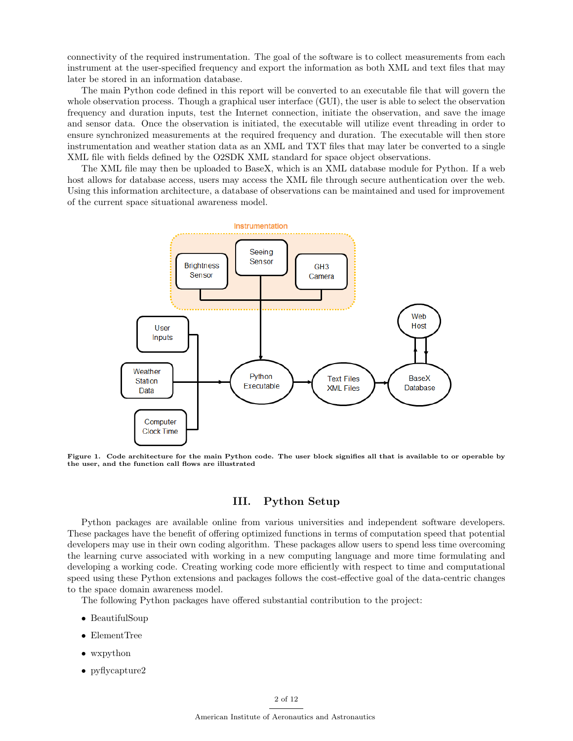connectivity of the required instrumentation. The goal of the software is to collect measurements from each instrument at the user-specified frequency and export the information as both XML and text files that may later be stored in an information database.

The main Python code defined in this report will be converted to an executable file that will govern the whole observation process. Though a graphical user interface (GUI), the user is able to select the observation frequency and duration inputs, test the Internet connection, initiate the observation, and save the image and sensor data. Once the observation is initiated, the executable will utilize event threading in order to ensure synchronized measurements at the required frequency and duration. The executable will then store instrumentation and weather station data as an XML and TXT files that may later be converted to a single XML file with fields defined by the O2SDK XML standard for space object observations.

The XML file may then be uploaded to BaseX, which is an XML database module for Python. If a web host allows for database access, users may access the XML file through secure authentication over the web. Using this information architecture, a database of observations can be maintained and used for improvement of the current space situational awareness model.

**Figure 1. Code architecture for the main Python code. The user block signifies all that is available to or operable by the user, and the function call flows are illustrated**

## III. Python Setup

Python packages are available online from various universities and independent software developers. These packages have the benefit of offering optimized functions in terms of computation speed that potential developers may use in their own coding algorithm. These packages allow users to spend less time overcoming the learning curve associated with working in a new computing language and more time formulating and developing a working code. Creating working code more efficiently with respect to time and computational speed using these Python extensions and packages follows the cost-effective goal of the data-centric changes to the space domain awareness model.

The following Python packages have offered substantial contribution to the project:

- BeautifulSoup
- ElementTree
- wxpython
- pyflycapture2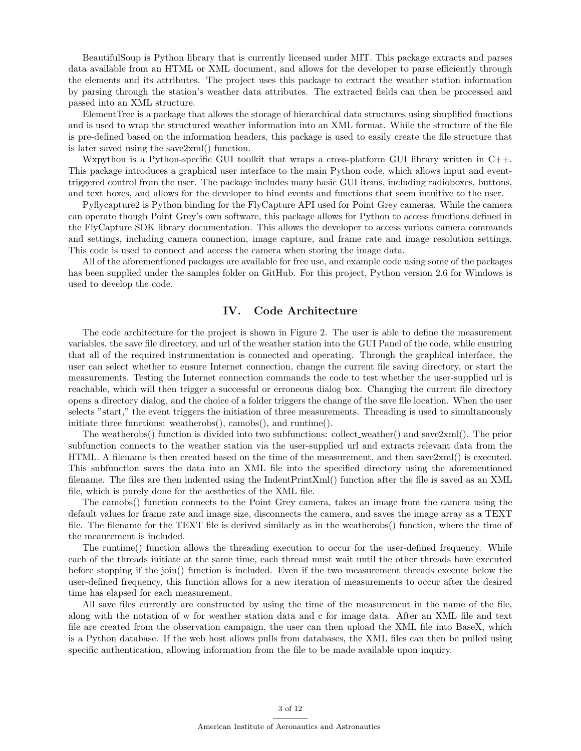BeautifulSoup is Python library that is currently licensed under MIT. This package extracts and parses data available from an HTML or XML document, and allows for the developer to parse efficiently through the elements and its attributes. The project uses this package to extract the weather station information by parsing through the station's weather data attributes. The extracted fields can then be processed and passed into an XML structure.

ElementTree is a package that allows the storage of hierarchical data structures using simplified functions and is used to wrap the structured weather information into an XML format. While the structure of the file is pre-defined based on the information headers, this package is used to easily create the file structure that is later saved using the save2xml() function.

Wxpython is a Python-specific GUI toolkit that wraps a cross-platform GUI library written in C++. This package introduces a graphical user interface to the main Python code, which allows input and event-triggered control from the user. The package includes many basic GUI items, including radioboxes, buttons, and text boxes, and allows for the developer to bind events and functions that seem intuitive to the user.

Pyflycapture2 is Python binding for the FlyCapture API used for Point Grey cameras. While the camera can operate though Point Grey's own software, this package allows for Python to access functions defined in the FlyCapture SDK library documentation. This allows the developer to access various camera commands and settings, including camera connection, image capture, and frame rate and image resolution settings. This code is used to connect and access the camera when storing the image data.

All of the aforementioned packages are available for free use, and example code using some of the packages has been supplied under the samples folder on GitHub. For this project, Python version 2.6 for Windows is used to develop the code.

## IV. Code Architecture

The code architecture for the project is shown in Figure 2. The user is able to define the measurement variables, the save file directory, and url of the weather station into the GUI Panel of the code, while ensuring that all of the required instrumentation is connected and operating. Through the graphical interface, the user can select whether to ensure Internet connection, change the current file saving directory, or start the measurements. Testing the Internet connection commands the code to test whether the user-supplied url is reachable, which will then trigger a successful or erroneous dialog box. Changing the current file directory opens a directory dialog, and the choice of a folder triggers the change of the save file location. When the user selects "start," the event triggers the initiation of three measurements. Threading is used to simultaneously initiate three functions: weatherobs(), camobs(), and runtime().

The weatherobs() function is divided into two subfunctions: collect_weather() and save2xml(). The prior subfunction connects to the weather station via the user-supplied url and extracts relevant data from the HTML. A filename is then created based on the time of the measurement, and then save2xml() is executed. This subfunction saves the data into an XML file into the specified directory using the aforementioned filename. The files are then indented using the IndentPrintXml() function after the file is saved as an XML file, which is purely done for the aesthetics of the XML file.

The camobs() function connects to the Point Grey camera, takes an image from the camera using the default values for frame rate and image size, disconnects the camera, and saves the image array as a TEXT file. The filename for the TEXT file is derived similarly as in the weatherobs() function, where the time of the meaurement is included.

The runtime() function allows the threading execution to occur for the user-defined frequency. While each of the threads initiate at the same time, each thread must wait until the other threads have executed before stopping if the join() function is included. Even if the two measurement threads execute below the user-defined frequency, this function allows for a new iteration of measurements to occur after the desired time has elapsed for each measurement.

All save files currently are constructed by using the time of the measurement in the name of the file, along with the notation of w for weather station data and c for image data. After an XML file and text file are created from the observation campaign, the user can then upload the XML file into BaseX, which is a Python database. If the web host allows pulls from databases, the XML files can then be pulled using specific authentication, allowing information from the file to be made available upon inquiry.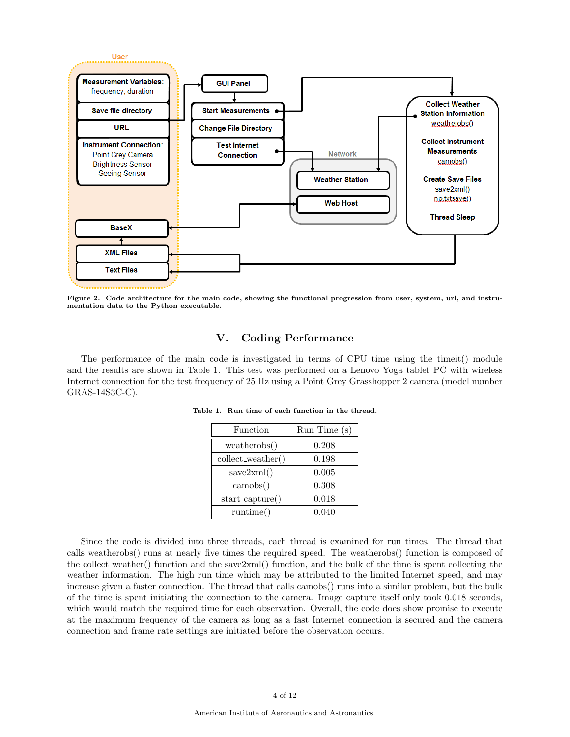Figure 2. Code architecture for the main code, showing the functional progression from user, system, url, and instrumentation data to the Python executable.

## V. Coding Performance

The performance of the main code is investigated in terms of CPU time using the timeit() module and the results are shown in Table 1. This test was performed on a Lenovo Yoga tablet PC with wireless Internet connection for the test frequency of 25 Hz using a Point Grey Grasshopper 2 camera (model number GRAS-14S3C-C).

Table 1. Run time of each function in the thread.

| Function | Run Time (s) |
|---|---|
| weatherobs() | 0.208 |
| collect_weather() | 0.198 |
| save2xml() | 0.005 |
| camobs() | 0.308 |
| start_capture() | 0.018 |
| runtime() | 0.040 |

Since the code is divided into three threads, each thread is examined for run times. The thread that calls weatherobs() runs at nearly five times the required speed. The weatherobs() function is composed of the collect_weather() function and the save2xml() function, and the bulk of the time is spent collecting the weather information. The high run time which may be attributed to the limited Internet speed, and may increase given a faster connection. The thread that calls camobs() runs into a similar problem, but the bulk of the time is spent initiating the connection to the camera. Image capture itself only took 0.018 seconds, which would match the required time for each observation. Overall, the code does show promise to execute at the maximum frequency of the camera as long as a fast Internet connection is secured and the camera connection and frame rate settings are initiated before the observation occurs.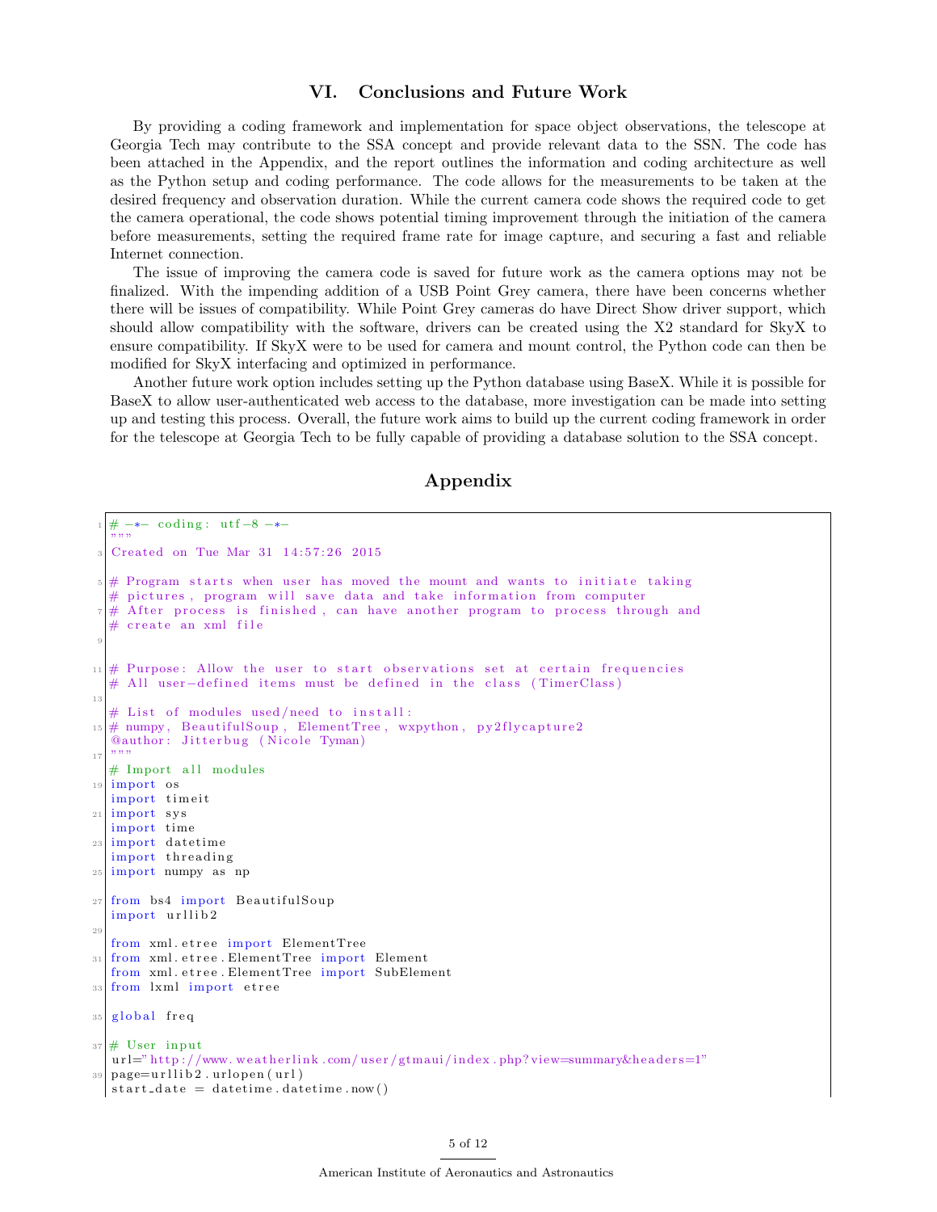## VI. Conclusions and Future Work

By providing a coding framework and implementation for space object observations, the telescope at Georgia Tech may contribute to the SSA concept and provide relevant data to the SSN. The code has been attached in the Appendix, and the report outlines the information and coding architecture as well as the Python setup and coding performance. The code allows for the measurements to be taken at the desired frequency and observation duration. While the current camera code shows the required code to get the camera operational, the code shows potential timing improvement through the initiation of the camera before measurements, setting the required frame rate for image capture, and securing a fast and reliable Internet connection.

The issue of improving the camera code is saved for future work as the camera options may not be finalized. With the impending addition of a USB Point Grey camera, there have been concerns whether there will be issues of compatibility. While Point Grey cameras do have Direct Show driver support, which should allow compatibility with the software, drivers can be created using the X2 standard for SkyX to ensure compatibility. If SkyX were to be used for camera and mount control, the Python code can then be modified for SkyX interfacing and optimized in performance.

Another future work option includes setting up the Python database using BaseX. While it is possible for BaseX to allow user-authenticated web access to the database, more investigation can be made into setting up and testing this process. Overall, the future work aims to build up the current coding framework in order for the telescope at Georgia Tech to be fully capable of providing a database solution to the SSA concept.

## Appendix

```
# -*- coding: utf-8 -*-
"""
Created on Tue Mar 31 14:57:26 2015

# Program starts when user has moved the mount and wants to initiate taking
# pictures, program will save data and take information from computer
# After process is finished, can have another program to process through and
# create an xml file


# Purpose: Allow the user to start observations set at certain frequencies
# All user-defined items must be defined in the class (TimerClass)

# List of modules used/need to install:
# numpy, BeautifulSoup, ElementTree, wxpython, py2flycapture2
@author: Jitterbug (Nicole Tyman)
"""
# Import all modules
import os
import timeit
import sys
import time
import datetime
import threading
import numpy as np

from bs4 import BeautifulSoup
import urllib2

from xml.etree import ElementTree
from xml.etree.ElementTree import Element
from xml.etree.ElementTree import SubElement
from lxml import etree

global freq

# User input
url="http://www.weatherlink.com/user/gtmaui/index.php?view=summary&headers=1"
page=urllib2.urlopen(url)
start_date = datetime.datetime.now()
```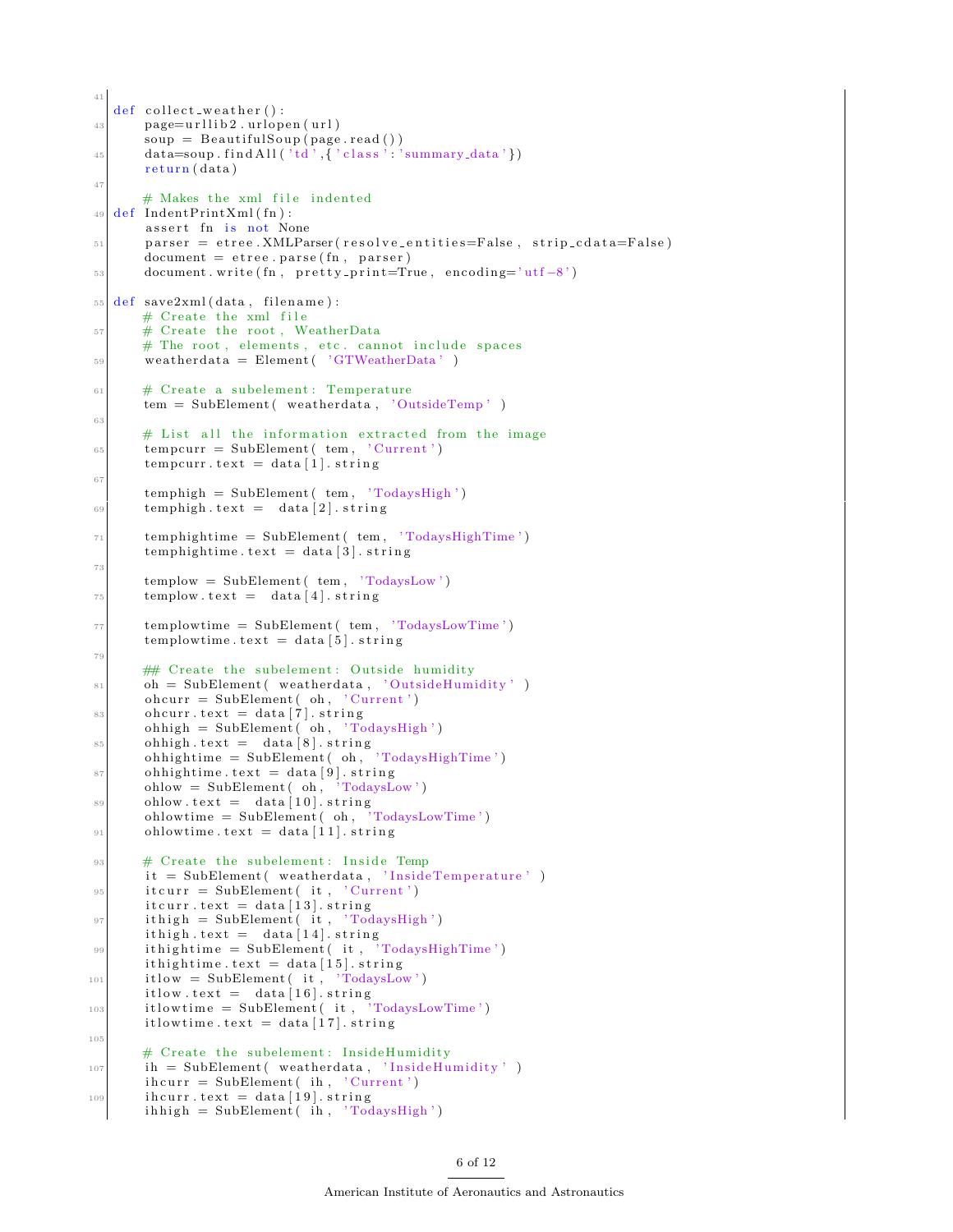```python
def collect_weather():
    page=urllib2.urlopen(url)
    soup = BeautifulSoup(page.read())
    data=soup.findAll('td',{'class':'summary_data'})
    return(data)

    # Makes the xml file indented
def IndentPrintXml(fn):
    assert fn is not None
    parser = etree.XMLParser(resolve_entities=False, strip_cdata=False)
    document = etree.parse(fn, parser)
    document.write(fn, pretty_print=True, encoding='utf-8')

def save2xml(data, filename):
    # Create the xml file
    # Create the root, WeatherData
    # The root, elements, etc. cannot include spaces
    weatherdata = Element( 'GTWeatherData' )

    # Create a subelement: Temperature
    tem = SubElement( weatherdata, 'OutsideTemp' )

    # List all the information extracted from the image
    tempcurr = SubElement( tem, 'Current')
    tempcurr.text = data[1].string

    temphigh = SubElement( tem, 'TodaysHigh')
    temphigh.text =  data[2].string

    temphightime = SubElement( tem, 'TodaysHighTime')
    temphightime.text = data[3].string

    templow = SubElement( tem, 'TodaysLow')
    templow.text =  data[4].string

    templowtime = SubElement( tem, 'TodaysLowTime')
    templowtime.text = data[5].string

    ## Create the subelement: Outside humidity
    oh = SubElement( weatherdata, 'OutsideHumidity' )
    ohcurr = SubElement( oh, 'Current')
    ohcurr.text = data[7].string
    ohhigh = SubElement( oh, 'TodaysHigh')
    ohhigh.text =  data[8].string
    ohhightime = SubElement( oh, 'TodaysHighTime')
    ohhightime.text = data[9].string
    ohlow = SubElement( oh, 'TodaysLow')
    ohlow.text =  data[10].string
    ohlowtime = SubElement( oh, 'TodaysLowTime')
    ohlowtime.text = data[11].string

    # Create the subelement: Inside Temp
    it = SubElement( weatherdata, 'InsideTemperature' )
    itcurr = SubElement( it, 'Current')
    itcurr.text = data[13].string
    ithigh = SubElement( it, 'TodaysHigh')
    ithigh.text =  data[14].string
    ithightime = SubElement( it, 'TodaysHighTime')
    ithightime.text = data[15].string
    itlow = SubElement( it, 'TodaysLow')
    itlow.text =  data[16].string
    itlowtime = SubElement( it, 'TodaysLowTime')
    itlowtime.text = data[17].string

    # Create the subelement: InsideHumidity
    ih = SubElement( weatherdata, 'InsideHumidity' )
    ihcurr = SubElement( ih, 'Current')
    ihcurr.text = data[19].string
    ihhigh = SubElement( ih, 'TodaysHigh')
```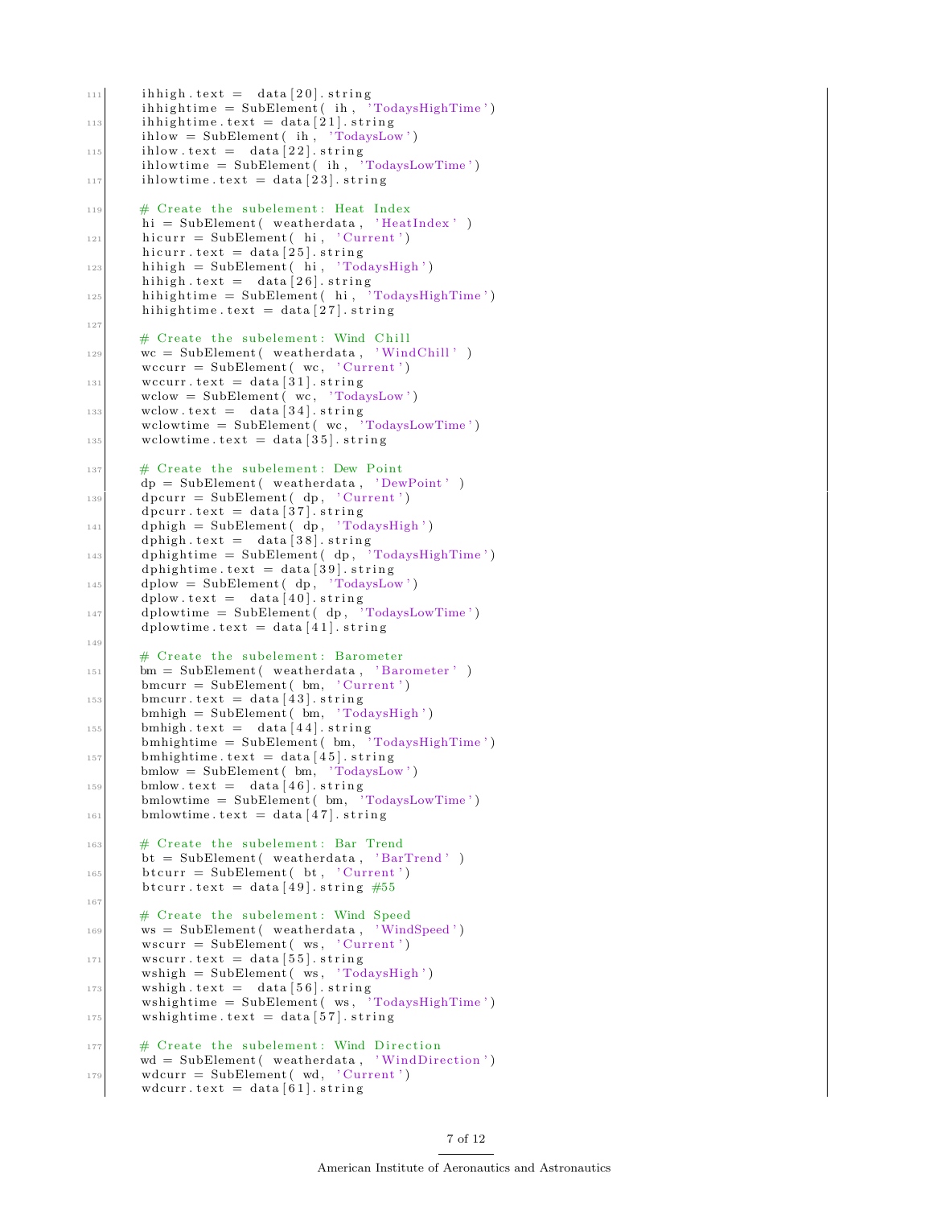```python
    ihhigh.text =  data[20].string
    ihhightime = SubElement( ih, 'TodaysHighTime')
    ihhightime.text = data[21].string
    ihlow = SubElement( ih, 'TodaysLow')
    ihlow.text =  data[22].string
    ihlowtime = SubElement( ih, 'TodaysLowTime')
    ihlowtime.text = data[23].string

    # Create the subelement: Heat Index
    hi = SubElement( weatherdata, 'HeatIndex' )
    hicurr = SubElement( hi, 'Current')
    hicurr.text = data[25].string
    hihigh = SubElement( hi, 'TodaysHigh')
    hihigh.text =  data[26].string
    hihightime = SubElement( hi, 'TodaysHighTime')
    hihightime.text = data[27].string

    # Create the subelement: Wind Chill
    wc = SubElement( weatherdata, 'WindChill' )
    wccurr = SubElement( wc, 'Current')
    wccurr.text = data[31].string
    wclow = SubElement( wc, 'TodaysLow')
    wclow.text =  data[34].string
    wclowtime = SubElement( wc, 'TodaysLowTime')
    wclowtime.text = data[35].string

    # Create the subelement: Dew Point
    dp = SubElement( weatherdata, 'DewPoint' )
    dpcurr = SubElement( dp, 'Current')
    dpcurr.text = data[37].string
    dphigh = SubElement( dp, 'TodaysHigh')
    dphigh.text =  data[38].string
    dphightime = SubElement( dp, 'TodaysHighTime')
    dphightime.text = data[39].string
    dplow = SubElement( dp, 'TodaysLow')
    dplow.text =  data[40].string
    dplowtime = SubElement( dp, 'TodaysLowTime')
    dplowtime.text = data[41].string

    # Create the subelement: Barometer
    bm = SubElement( weatherdata, 'Barometer' )
    bmcurr = SubElement( bm, 'Current')
    bmcurr.text = data[43].string
    bmhigh = SubElement( bm, 'TodaysHigh')
    bmhigh.text =  data[44].string
    bmhightime = SubElement( bm, 'TodaysHighTime')
    bmhightime.text = data[45].string
    bmlow = SubElement( bm, 'TodaysLow')
    bmlow.text =  data[46].string
    bmlowtime = SubElement( bm, 'TodaysLowTime')
    bmlowtime.text = data[47].string

    # Create the subelement: Bar Trend
    bt = SubElement( weatherdata, 'BarTrend' )
    btcurr = SubElement( bt, 'Current')
    btcurr.text = data[49].string #55

    # Create the subelement: Wind Speed
    ws = SubElement( weatherdata, 'WindSpeed')
    wscurr = SubElement( ws, 'Current')
    wscurr.text = data[55].string
    wshigh = SubElement( ws, 'TodaysHigh')
    wshigh.text =  data[56].string
    wshightime = SubElement( ws, 'TodaysHighTime')
    wshightime.text = data[57].string

    # Create the subelement: Wind Direction
    wd = SubElement( weatherdata, 'WindDirection')
    wdcurr = SubElement( wd, 'Current')
    wdcurr.text = data[61].string
```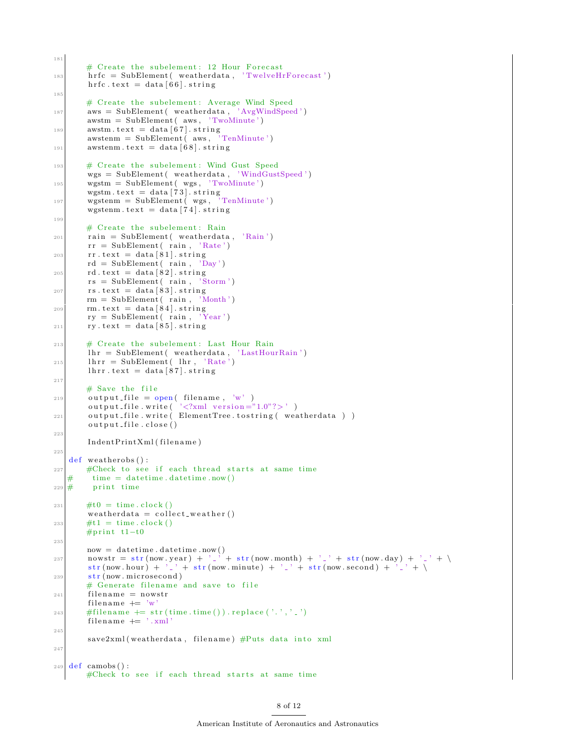```
181
    # Create the subelement: 12 Hour Forecast
183 hrfc = SubElement( weatherdata, 'TwelveHrForecast')
    hrfc.text = data[66].string
185
    # Create the subelement: Average Wind Speed
187 aws = SubElement( weatherdata, 'AvgWindSpeed')
    awstm = SubElement( aws, 'TwoMinute')
189 awstm.text = data[67].string
    awstenm = SubElement( aws, 'TenMinute')
191 awstenm.text = data[68].string

193 # Create the subelement: Wind Gust Speed
    wgs = SubElement( weatherdata, 'WindGustSpeed')
195 wgstm = SubElement( wgs, 'TwoMinute')
    wgstm.text = data[73].string
197 wgstenm = SubElement( wgs, 'TenMinute')
    wgstenm.text = data[74].string
199
    # Create the subelement: Rain
201 rain = SubElement( weatherdata, 'Rain')
    rr = SubElement( rain, 'Rate')
203 rr.text = data[81].string
    rd = SubElement( rain, 'Day')
205 rd.text = data[82].string
    rs = SubElement( rain, 'Storm')
207 rs.text = data[83].string
    rm = SubElement( rain, 'Month')
209 rm.text = data[84].string
    ry = SubElement( rain, 'Year')
211 ry.text = data[85].string

213 # Create the subelement: Last Hour Rain
    lhr = SubElement( weatherdata, 'LastHourRain')
215 lhrr = SubElement( lhr, 'Rate')
    lhrr.text = data[87].string
217
    # Save the file
219 output_file = open( filename, 'w' )
    output_file.write( '<?xml version="1.0"?>' )
221 output_file.write( ElementTree.tostring( weatherdata ) )
    output_file.close()
223
    IndentPrintXml(filename)
225
def weatherobs():
227 #Check to see if each thread starts at same time
#   time = datetime.datetime.now()
229 #   print time

231 #t0 = time.clock()
    weatherdata = collect_weather()
233 #t1 = time.clock()
    #print t1-t0
235
    now = datetime.datetime.now()
237 nowstr = str(now.year) + '_' + str(now.month) + '_' + str(now.day) + '_' + \
    str(now.hour) + '_' + str(now.minute) + '_' + str(now.second) + '_' + \
239 str(now.microsecond)
    # Generate filename and save to file
241 filename = nowstr
    filename += 'w'
243 #filename += str(time.time()).replace('.','_')
    filename += '.xml'
245
    save2xml(weatherdata, filename) #Puts data into xml
247

249 def camobs():
    #Check to see if each thread starts at same time
```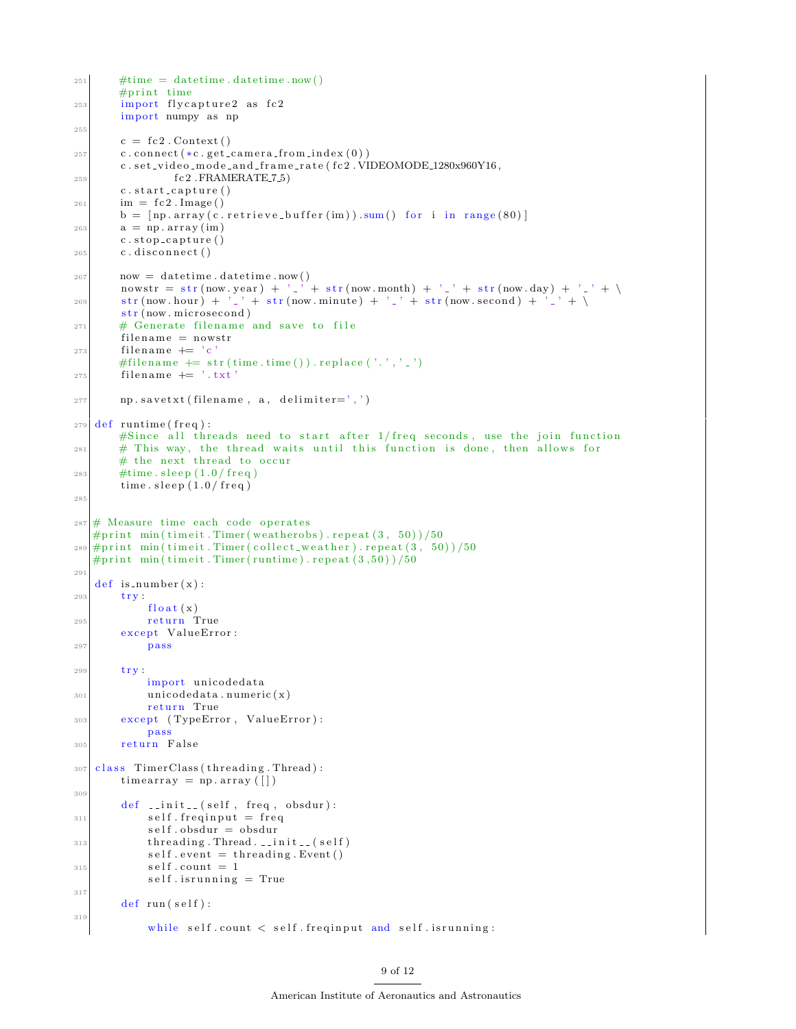```
    #time = datetime.datetime.now()
    #print time
    import flycapture2 as fc2
    import numpy as np

    c = fc2.Context()
    c.connect(*c.get_camera_from_index(0))
    c.set_video_mode_and_frame_rate(fc2.VIDEOMODE_1280x960Y16,
            fc2.FRAMERATE_7_5)
    c.start_capture()
    im = fc2.Image()
    b = [np.array(c.retrieve_buffer(im)).sum() for i in range(80)]
    a = np.array(im)
    c.stop_capture()
    c.disconnect()

    now = datetime.datetime.now()
    nowstr = str(now.year) + '_' + str(now.month) + '_' + str(now.day) + '_' + \
    str(now.hour) + '_' + str(now.minute) + '_' + str(now.second) + '_' + \
    str(now.microsecond)
    # Generate filename and save to file
    filename = nowstr
    filename += 'c'
    #filename += str(time.time()).replace('.','_')
    filename += '.txt'

    np.savetxt(filename, a, delimiter=',')

def runtime(freq):
    #Since all threads need to start after 1/freq seconds, use the join function
    # This way, the thread waits until this function is done, then allows for
    # the next thread to occur
    #time.sleep(1.0/freq)
    time.sleep(1.0/freq)


# Measure time each code operates
#print min(timeit.Timer(weatherobs).repeat(3, 50))/50
#print min(timeit.Timer(collect_weather).repeat(3, 50))/50
#print min(timeit.Timer(runtime).repeat(3,50))/50

def is_number(x):
    try:
        float(x)
        return True
    except ValueError:
        pass

    try:
        import unicodedata
        unicodedata.numeric(x)
        return True
    except (TypeError, ValueError):
        pass
    return False

class TimerClass(threading.Thread):
    timearray = np.array([])

    def __init__(self, freq, obsdur):
        self.freqinput = freq
        self.obsdur = obsdur
        threading.Thread.__init__(self)
        self.event = threading.Event()
        self.count = 1
        self.isrunning = True

    def run(self):

        while self.count < self.freqinput and self.isrunning:
```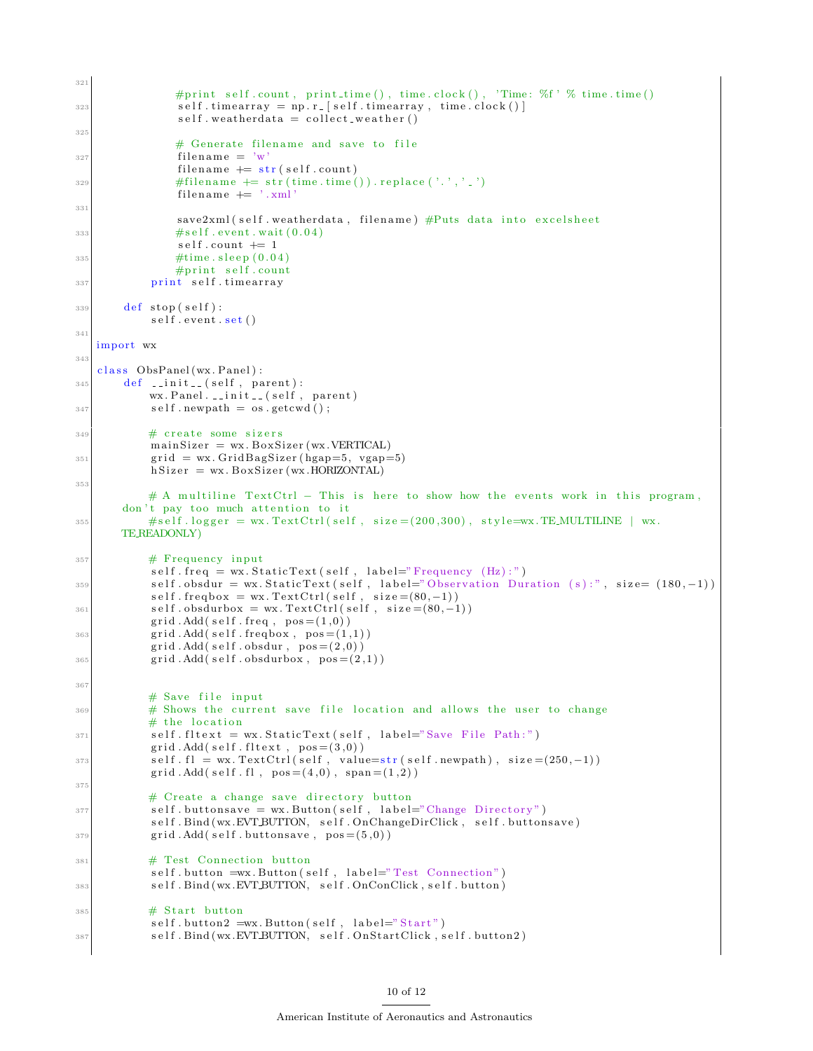```python
            #print self.count, print_time(), time.clock(), 'Time: %f' % time.time()
            self.timearray = np.r_[self.timearray, time.clock()]
            self.weatherdata = collect_weather()

            # Generate filename and save to file
            filename = 'w'
            filename += str(self.count)
            #filename += str(time.time()).replace('.','_')
            filename += '.xml'

            save2xml(self.weatherdata, filename) #Puts data into excelsheet
            #self.event.wait(0.04)
            self.count += 1
            #time.sleep(0.04)
            #print self.count
        print self.timearray

    def stop(self):
        self.event.set()

import wx

class ObsPanel(wx.Panel):
    def __init__(self, parent):
        wx.Panel.__init__(self, parent)
        self.newpath = os.getcwd();

        # create some sizers
        mainSizer = wx.BoxSizer(wx.VERTICAL)
        grid = wx.GridBagSizer(hgap=5, vgap=5)
        hSizer = wx.BoxSizer(wx.HORIZONTAL)

        # A multiline TextCtrl - This is here to show how the events work in this program,
    don't pay too much attention to it
        #self.logger = wx.TextCtrl(self, size=(200,300), style=wx.TE_MULTILINE | wx.
    TE_READONLY)

        # Frequency input
        self.freq = wx.StaticText(self, label="Frequency (Hz):")
        self.obsdur = wx.StaticText(self, label="Observation Duration (s):", size= (180,-1))
        self.freqbox = wx.TextCtrl(self, size=(80,-1))
        self.obsdurbox = wx.TextCtrl(self, size=(80,-1))
        grid.Add(self.freq, pos=(1,0))
        grid.Add(self.freqbox, pos=(1,1))
        grid.Add(self.obsdur, pos=(2,0))
        grid.Add(self.obsdurbox, pos=(2,1))


        # Save file input
        # Shows the current save file location and allows the user to change
        # the location
        self.fltext = wx.StaticText(self, label="Save File Path:")
        grid.Add(self.fltext, pos=(3,0))
        self.fl = wx.TextCtrl(self, value=str(self.newpath), size=(250,-1))
        grid.Add(self.fl, pos=(4,0), span=(1,2))

        # Create a change save directory button
        self.buttonsave = wx.Button(self, label="Change Directory")
        self.Bind(wx.EVT_BUTTON, self.OnChangeDirClick, self.buttonsave)
        grid.Add(self.buttonsave, pos=(5,0))

        # Test Connection button
        self.button =wx.Button(self, label="Test Connection")
        self.Bind(wx.EVT_BUTTON, self.OnConClick,self.button)

        # Start button
        self.button2 =wx.Button(self, label="Start")
        self.Bind(wx.EVT_BUTTON, self.OnStartClick,self.button2)
```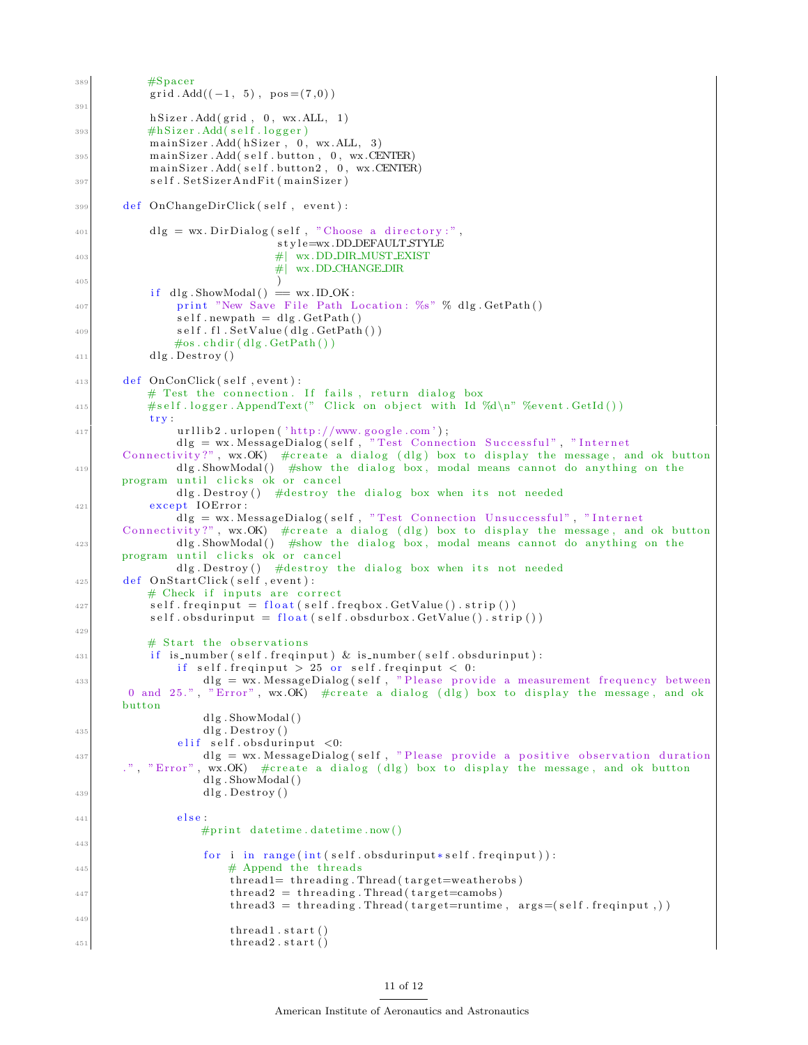```
        #Spacer
        grid.Add((-1, 5), pos=(7,0))

        hSizer.Add(grid, 0, wx.ALL, 1)
        #hSizer.Add(self.logger)
        mainSizer.Add(hSizer, 0, wx.ALL, 3)
        mainSizer.Add(self.button, 0, wx.CENTER)
        mainSizer.Add(self.button2, 0, wx.CENTER)
        self.SetSizerAndFit(mainSizer)

    def OnChangeDirClick(self, event):

        dlg = wx.DirDialog(self, "Choose a directory:",
                          style=wx.DD_DEFAULT_STYLE
                          #| wx.DD_DIR_MUST_EXIST
                          #| wx.DD_CHANGE_DIR
                          )
        if dlg.ShowModal() == wx.ID_OK:
            print "New Save File Path Location: %s" % dlg.GetPath()
            self.newpath = dlg.GetPath()
            self.fl.SetValue(dlg.GetPath())
           #os.chdir(dlg.GetPath())
        dlg.Destroy()

    def OnConClick(self,event):
        # Test the connection. If fails, return dialog box
        #self.logger.AppendText(" Click on object with Id %d\n" %event.GetId())
        try:
            urllib2.urlopen('http://www.google.com');
            dlg = wx.MessageDialog(self, "Test Connection Successful", "Internet
    Connectivity?", wx.OK)  #create a dialog (dlg) box to display the message, and ok button
            dlg.ShowModal()  #show the dialog box, modal means cannot do anything on the
    program until clicks ok or cancel
            dlg.Destroy()  #destroy the dialog box when its not needed
        except IOError:
            dlg = wx.MessageDialog(self, "Test Connection Unsuccessful", "Internet
    Connectivity?", wx.OK)  #create a dialog (dlg) box to display the message, and ok button
            dlg.ShowModal()  #show the dialog box, modal means cannot do anything on the
    program until clicks ok or cancel
            dlg.Destroy()  #destroy the dialog box when its not needed
    def OnStartClick(self,event):
        # Check if inputs are correct
        self.freqinput = float(self.freqbox.GetValue().strip())
        self.obsdurinput = float(self.obsdurbox.GetValue().strip())

        # Start the observations
        if is_number(self.freqinput) & is_number(self.obsdurinput):
            if self.freqinput > 25 or self.freqinput < 0:
                dlg = wx.MessageDialog(self, "Please provide a measurement frequency between
     0 and 25.", "Error", wx.OK)  #create a dialog (dlg) box to display the message, and ok
    button
                dlg.ShowModal()
                dlg.Destroy()
            elif self.obsdurinput <0:
                dlg = wx.MessageDialog(self, "Please provide a positive observation duration
    .", "Error", wx.OK)  #create a dialog (dlg) box to display the message, and ok button
                dlg.ShowModal()
                dlg.Destroy()

            else:
                #print datetime.datetime.now()

                for i in range(int(self.obsdurinput*self.freqinput)):
                    # Append the threads
                    thread1= threading.Thread(target=weatherobs)
                    thread2 = threading.Thread(target=camobs)
                    thread3 = threading.Thread(target=runtime, args=(self.freqinput,))

                    thread1.start()
                    thread2.start()
```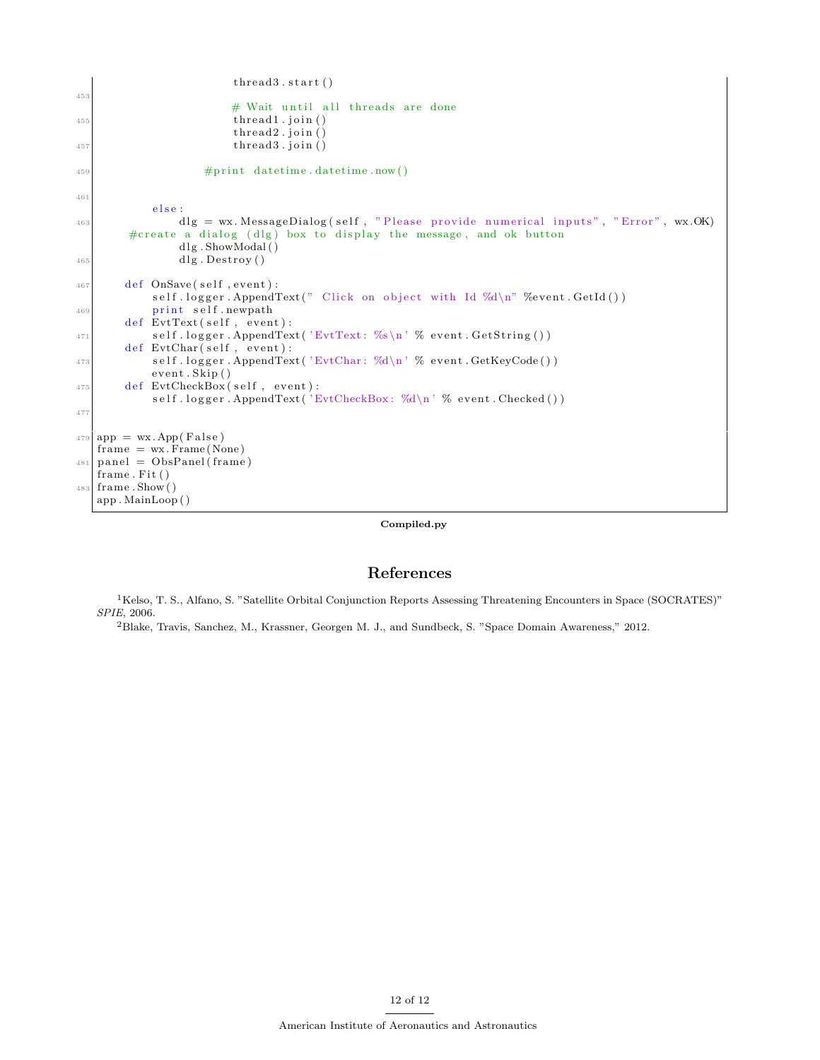```
                        thread3.start()

                        # Wait until all threads are done
                        thread1.join()
                        thread2.join()
                        thread3.join()

                    #print datetime.datetime.now()


            else:
                dlg = wx.MessageDialog(self, "Please provide numerical inputs", "Error", wx.OK)
        #create a dialog (dlg) box to display the message, and ok button
                dlg.ShowModal()
                dlg.Destroy()

    def OnSave(self,event):
        self.logger.AppendText(" Click on object with Id %d\n" %event.GetId())
        print self.newpath
    def EvtText(self, event):
        self.logger.AppendText('EvtText: %s\n' % event.GetString())
    def EvtChar(self, event):
        self.logger.AppendText('EvtChar: %d\n' % event.GetKeyCode())
        event.Skip()
    def EvtCheckBox(self, event):
        self.logger.AppendText('EvtCheckBox: %d\n' % event.Checked())


app = wx.App(False)
frame = wx.Frame(None)
panel = ObsPanel(frame)
frame.Fit()
frame.Show()
app.MainLoop()
```

**Compiled.py**

## References

[1]Kelso, T. S., Alfano, S. "Satellite Orbital Conjunction Reports Assessing Threatening Encounters in Space (SOCRATES)" *SPIE*, 2006.

[2]Blake, Travis, Sanchez, M., Krassner, Georgen M. J., and Sundbeck, S. "Space Domain Awareness," 2012.